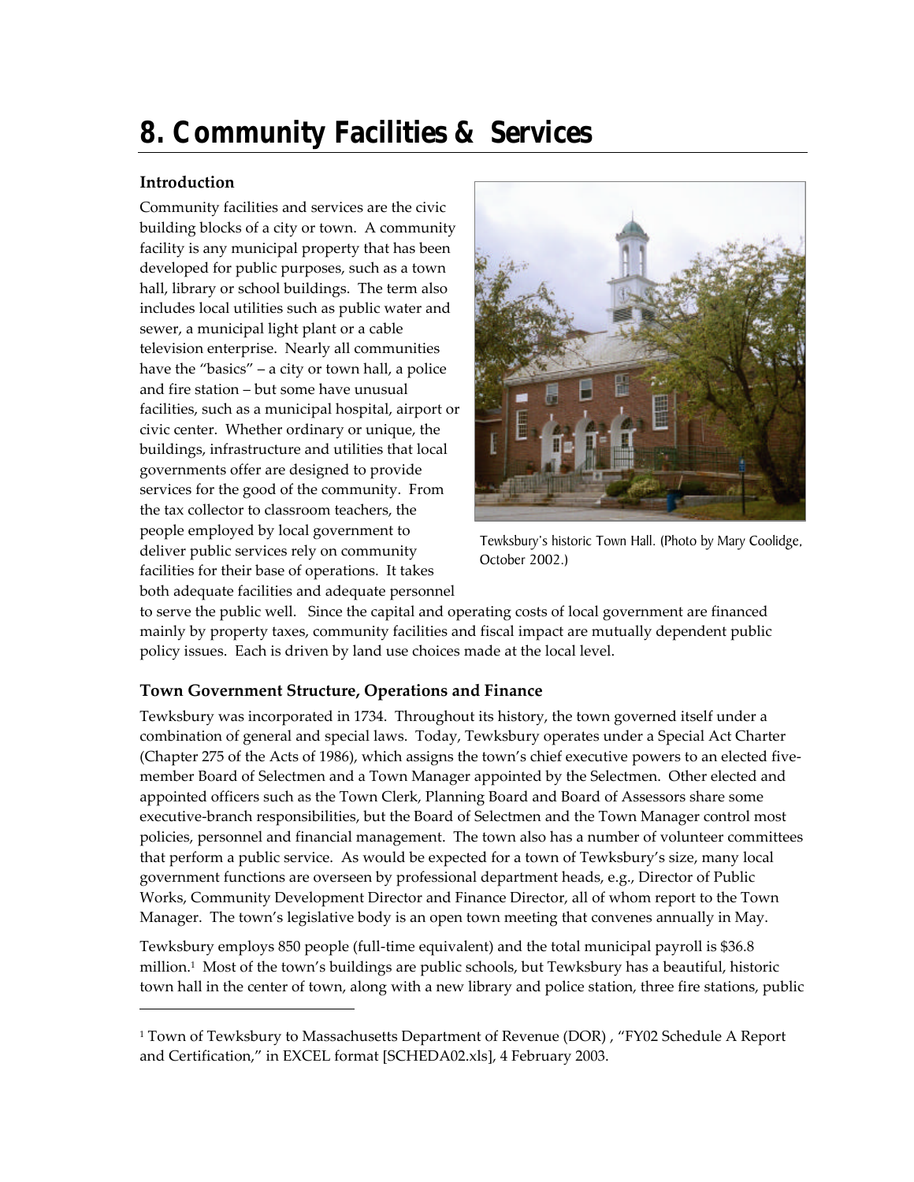# 8. Community Facilities & Services

### Introduction

Community facilities and services are the civic building blocks of a city or town. A community facility is any municipal property that has been developed for public purposes, such as a town hall, library or school buildings. The term also includes local utilities such as public water and sewer, a municipal light plant or a cable television enterprise. Nearly all communities have the "basics" – a city or town hall, a police and fire station – but some have unusual facilities, such as a municipal hospital, airport or civic center. Whether ordinary or unique, the buildings, infrastructure and utilities that local governments offer are designed to provide services for the good of the community. From the tax collector to classroom teachers, the people employed by local government to deliver public services rely on community facilities for their base of operations. It takes both adequate facilities and adequate personnel to serve the public well. Since the capital and operating costs of local government are financed mainly by property taxes, community facilities and fiscal impact are mutually dependent public policy issues. Each is driven by land use choices made at the local level.

Tewksbury's historic Town Hall. (Photo by Mary Coolidge, October 2002.)

### Town Government Structure, Operations and Finance

Tewksbury was incorporated in 1734. Throughout its history, the town governed itself under a combination of general and special laws. Today, Tewksbury operates under a Special Act Charter (Chapter 275 of the Acts of 1986), which assigns the town's chief executive powers to an elected five-member Board of Selectmen and a Town Manager appointed by the Selectmen. Other elected and appointed officers such as the Town Clerk, Planning Board and Board of Assessors share some executive-branch responsibilities, but the Board of Selectmen and the Town Manager control most policies, personnel and financial management. The town also has a number of volunteer committees that perform a public service. As would be expected for a town of Tewksbury's size, many local government functions are overseen by professional department heads, e.g., Director of Public Works, Community Development Director and Finance Director, all of whom report to the Town Manager. The town's legislative body is an open town meeting that convenes annually in May.

Tewksbury employs 850 people (full-time equivalent) and the total municipal payroll is $36.8 million.[1] Most of the town's buildings are public schools, but Tewksbury has a beautiful, historic town hall in the center of town, along with a new library and police station, three fire stations, public

[1] Town of Tewksbury to Massachusetts Department of Revenue (DOR) , "FY02 Schedule A Report and Certification," in EXCEL format [SCHEDA02.xls], 4 February 2003.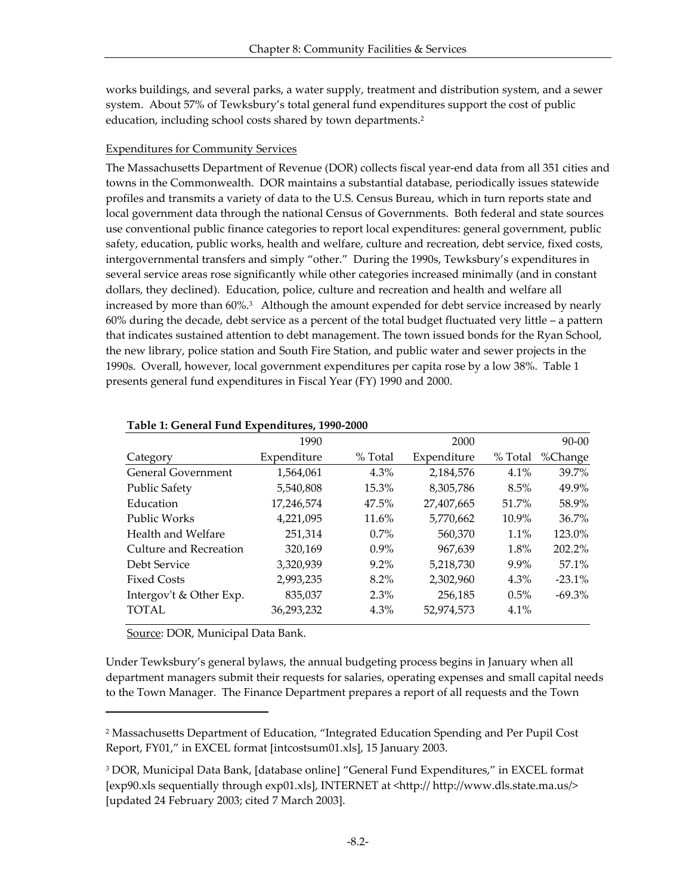works buildings, and several parks, a water supply, treatment and distribution system, and a sewer system. About 57% of Tewksbury's total general fund expenditures support the cost of public education, including school costs shared by town departments.[2]

Expenditures for Community Services

The Massachusetts Department of Revenue (DOR) collects fiscal year-end data from all 351 cities and towns in the Commonwealth. DOR maintains a substantial database, periodically issues statewide profiles and transmits a variety of data to the U.S. Census Bureau, which in turn reports state and local government data through the national Census of Governments. Both federal and state sources use conventional public finance categories to report local expenditures: general government, public safety, education, public works, health and welfare, culture and recreation, debt service, fixed costs, intergovernmental transfers and simply "other." During the 1990s, Tewksbury's expenditures in several service areas rose significantly while other categories increased minimally (and in constant dollars, they declined). Education, police, culture and recreation and health and welfare all increased by more than 60%.[3] Although the amount expended for debt service increased by nearly 60% during the decade, debt service as a percent of the total budget fluctuated very little – a pattern that indicates sustained attention to debt management. The town issued bonds for the Ryan School, the new library, police station and South Fire Station, and public water and sewer projects in the 1990s. Overall, however, local government expenditures per capita rose by a low 38%. Table 1 presents general fund expenditures in Fiscal Year (FY) 1990 and 2000.

**Table 1: General Fund Expenditures, 1990-2000**

| | 1990 | | 2000 | | 90-00 |
|---|---|---|---|---|---|
| Category | Expenditure | % Total | Expenditure | % Total | %Change |
| General Government | 1,564,061 | 4.3% | 2,184,576 | 4.1% | 39.7% |
| Public Safety | 5,540,808 | 15.3% | 8,305,786 | 8.5% | 49.9% |
| Education | 17,246,574 | 47.5% | 27,407,665 | 51.7% | 58.9% |
| Public Works | 4,221,095 | 11.6% | 5,770,662 | 10.9% | 36.7% |
| Health and Welfare | 251,314 | 0.7% | 560,370 | 1.1% | 123.0% |
| Culture and Recreation | 320,169 | 0.9% | 967,639 | 1.8% | 202.2% |
| Debt Service | 3,320,939 | 9.2% | 5,218,730 | 9.9% | 57.1% |
| Fixed Costs | 2,993,235 | 8.2% | 2,302,960 | 4.3% | -23.1% |
| Intergov't & Other Exp. | 835,037 | 2.3% | 256,185 | 0.5% | -69.3% |
| TOTAL | 36,293,232 | 4.3% | 52,974,573 | 4.1% | |

Source: DOR, Municipal Data Bank.

Under Tewksbury's general bylaws, the annual budgeting process begins in January when all department managers submit their requests for salaries, operating expenses and small capital needs to the Town Manager. The Finance Department prepares a report of all requests and the Town

---

[2] Massachusetts Department of Education, "Integrated Education Spending and Per Pupil Cost Report, FY01," in EXCEL format [intcostsum01.xls], 15 January 2003.

[3] DOR, Municipal Data Bank, [database online] "General Fund Expenditures," in EXCEL format [exp90.xls sequentially through exp01.xls], INTERNET at <http:// http://www.dls.state.ma.us/> [updated 24 February 2003; cited 7 March 2003].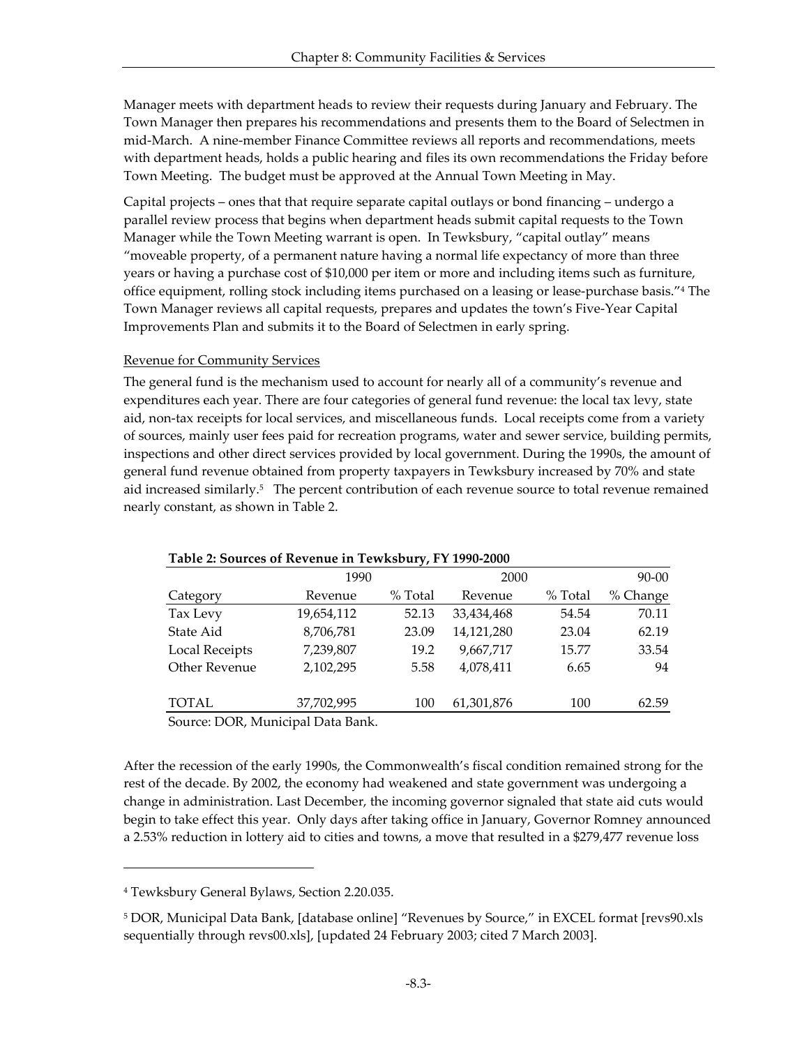Manager meets with department heads to review their requests during January and February. The Town Manager then prepares his recommendations and presents them to the Board of Selectmen in mid-March. A nine-member Finance Committee reviews all reports and recommendations, meets with department heads, holds a public hearing and files its own recommendations the Friday before Town Meeting. The budget must be approved at the Annual Town Meeting in May.

Capital projects – ones that that require separate capital outlays or bond financing – undergo a parallel review process that begins when department heads submit capital requests to the Town Manager while the Town Meeting warrant is open. In Tewksbury, "capital outlay" means "moveable property, of a permanent nature having a normal life expectancy of more than three years or having a purchase cost of $10,000 per item or more and including items such as furniture, office equipment, rolling stock including items purchased on a leasing or lease-purchase basis."[4] The Town Manager reviews all capital requests, prepares and updates the town's Five-Year Capital Improvements Plan and submits it to the Board of Selectmen in early spring.

Revenue for Community Services

The general fund is the mechanism used to account for nearly all of a community's revenue and expenditures each year. There are four categories of general fund revenue: the local tax levy, state aid, non-tax receipts for local services, and miscellaneous funds. Local receipts come from a variety of sources, mainly user fees paid for recreation programs, water and sewer service, building permits, inspections and other direct services provided by local government. During the 1990s, the amount of general fund revenue obtained from property taxpayers in Tewksbury increased by 70% and state aid increased similarly.[5] The percent contribution of each revenue source to total revenue remained nearly constant, as shown in Table 2.

**Table 2: Sources of Revenue in Tewksbury, FY 1990-2000**

| | 1990 | | 2000 | | 90-00 |
|---|---|---|---|---|---|
| Category | Revenue | % Total | Revenue | % Total | % Change |
| Tax Levy | 19,654,112 | 52.13 | 33,434,468 | 54.54 | 70.11 |
| State Aid | 8,706,781 | 23.09 | 14,121,280 | 23.04 | 62.19 |
| Local Receipts | 7,239,807 | 19.2 | 9,667,717 | 15.77 | 33.54 |
| Other Revenue | 2,102,295 | 5.58 | 4,078,411 | 6.65 | 94 |
| TOTAL | 37,702,995 | 100 | 61,301,876 | 100 | 62.59 |

Source: DOR, Municipal Data Bank.

After the recession of the early 1990s, the Commonwealth's fiscal condition remained strong for the rest of the decade. By 2002, the economy had weakened and state government was undergoing a change in administration. Last December, the incoming governor signaled that state aid cuts would begin to take effect this year. Only days after taking office in January, Governor Romney announced a 2.53% reduction in lottery aid to cities and towns, a move that resulted in a $279,477 revenue loss

[4] Tewksbury General Bylaws, Section 2.20.035.

[5] DOR, Municipal Data Bank, [database online] "Revenues by Source," in EXCEL format [revs90.xls sequentially through revs00.xls], [updated 24 February 2003; cited 7 March 2003].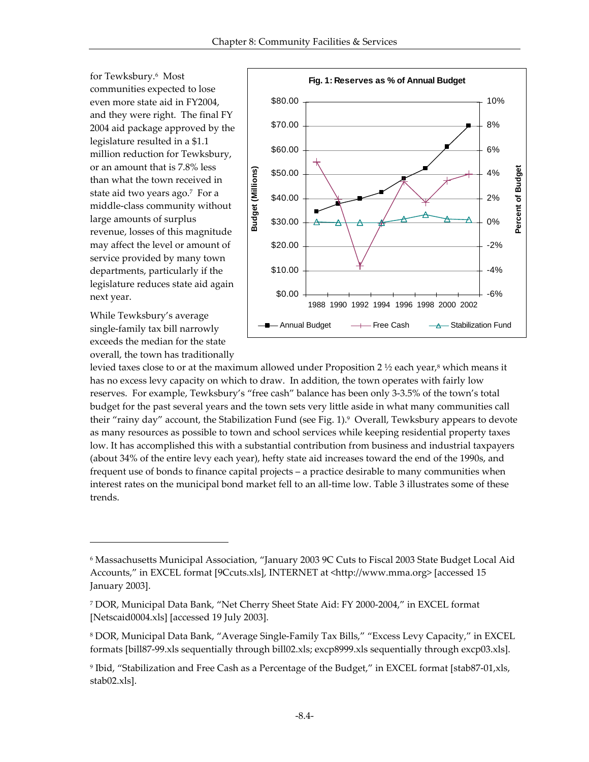for Tewksbury.[6] Most communities expected to lose even more state aid in FY2004, and they were right. The final FY 2004 aid package approved by the legislature resulted in a $1.1 million reduction for Tewksbury, or an amount that is 7.8% less than what the town received in state aid two years ago.[7] For a middle-class community without large amounts of surplus revenue, losses of this magnitude may affect the level or amount of service provided by many town departments, particularly if the legislature reduces state aid again next year.

**Fig. 1: Reserves as % of Annual Budget**

While Tewksbury's average single-family tax bill narrowly exceeds the median for the state overall, the town has traditionally levied taxes close to or at the maximum allowed under Proposition 2 ½ each year,[8] which means it has no excess levy capacity on which to draw. In addition, the town operates with fairly low reserves. For example, Tewksbury's "free cash" balance has been only 3-3.5% of the town's total budget for the past several years and the town sets very little aside in what many communities call their "rainy day" account, the Stabilization Fund (see Fig. 1).[9] Overall, Tewksbury appears to devote as many resources as possible to town and school services while keeping residential property taxes low. It has accomplished this with a substantial contribution from business and industrial taxpayers (about 34% of the entire levy each year), hefty state aid increases toward the end of the 1990s, and frequent use of bonds to finance capital projects – a practice desirable to many communities when interest rates on the municipal bond market fell to an all-time low. Table 3 illustrates some of these trends.

---

[6] Massachusetts Municipal Association, "January 2003 9C Cuts to Fiscal 2003 State Budget Local Aid Accounts," in EXCEL format [9Ccuts.xls], INTERNET at <http://www.mma.org> [accessed 15 January 2003].

[7] DOR, Municipal Data Bank, "Net Cherry Sheet State Aid: FY 2000-2004," in EXCEL format [Netscaid0004.xls] [accessed 19 July 2003].

[8] DOR, Municipal Data Bank, "Average Single-Family Tax Bills," "Excess Levy Capacity," in EXCEL formats [bill87-99.xls sequentially through bill02.xls; excp8999.xls sequentially through excp03.xls].

[9] Ibid, "Stabilization and Free Cash as a Percentage of the Budget," in EXCEL format [stab87-01,xls, stab02.xls].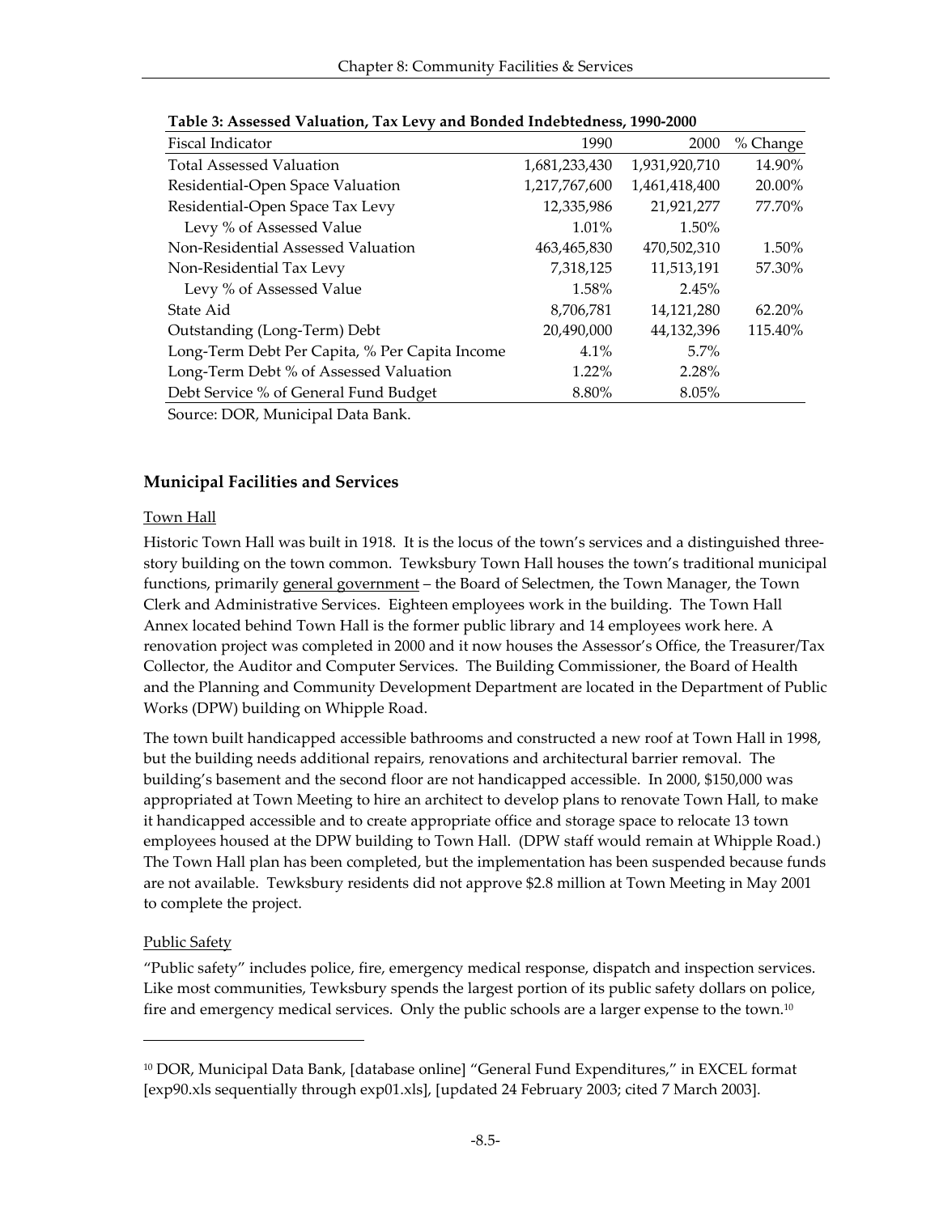**Table 3: Assessed Valuation, Tax Levy and Bonded Indebtedness, 1990-2000**

| Fiscal Indicator | 1990 | 2000 | % Change |
|---|---|---|---|
| Total Assessed Valuation | 1,681,233,430 | 1,931,920,710 | 14.90% |
| Residential-Open Space Valuation | 1,217,767,600 | 1,461,418,400 | 20.00% |
| Residential-Open Space Tax Levy | 12,335,986 | 21,921,277 | 77.70% |
| Levy % of Assessed Value | 1.01% | 1.50% | |
| Non-Residential Assessed Valuation | 463,465,830 | 470,502,310 | 1.50% |
| Non-Residential Tax Levy | 7,318,125 | 11,513,191 | 57.30% |
| Levy % of Assessed Value | 1.58% | 2.45% | |
| State Aid | 8,706,781 | 14,121,280 | 62.20% |
| Outstanding (Long-Term) Debt | 20,490,000 | 44,132,396 | 115.40% |
| Long-Term Debt Per Capita, % Per Capita Income | 4.1% | 5.7% | |
| Long-Term Debt % of Assessed Valuation | 1.22% | 2.28% | |
| Debt Service % of General Fund Budget | 8.80% | 8.05% | |

Source: DOR, Municipal Data Bank.

## Municipal Facilities and Services

### Town Hall

Historic Town Hall was built in 1918. It is the locus of the town's services and a distinguished three-story building on the town common. Tewksbury Town Hall houses the town's traditional municipal functions, primarily general government – the Board of Selectmen, the Town Manager, the Town Clerk and Administrative Services. Eighteen employees work in the building. The Town Hall Annex located behind Town Hall is the former public library and 14 employees work here. A renovation project was completed in 2000 and it now houses the Assessor's Office, the Treasurer/Tax Collector, the Auditor and Computer Services. The Building Commissioner, the Board of Health and the Planning and Community Development Department are located in the Department of Public Works (DPW) building on Whipple Road.

The town built handicapped accessible bathrooms and constructed a new roof at Town Hall in 1998, but the building needs additional repairs, renovations and architectural barrier removal. The building's basement and the second floor are not handicapped accessible. In 2000, $150,000 was appropriated at Town Meeting to hire an architect to develop plans to renovate Town Hall, to make it handicapped accessible and to create appropriate office and storage space to relocate 13 town employees housed at the DPW building to Town Hall. (DPW staff would remain at Whipple Road.) The Town Hall plan has been completed, but the implementation has been suspended because funds are not available. Tewksbury residents did not approve $2.8 million at Town Meeting in May 2001 to complete the project.

### Public Safety

"Public safety" includes police, fire, emergency medical response, dispatch and inspection services. Like most communities, Tewksbury spends the largest portion of its public safety dollars on police, fire and emergency medical services. Only the public schools are a larger expense to the town.[10]

---

[10] DOR, Municipal Data Bank, [database online] "General Fund Expenditures," in EXCEL format [exp90.xls sequentially through exp01.xls], [updated 24 February 2003; cited 7 March 2003].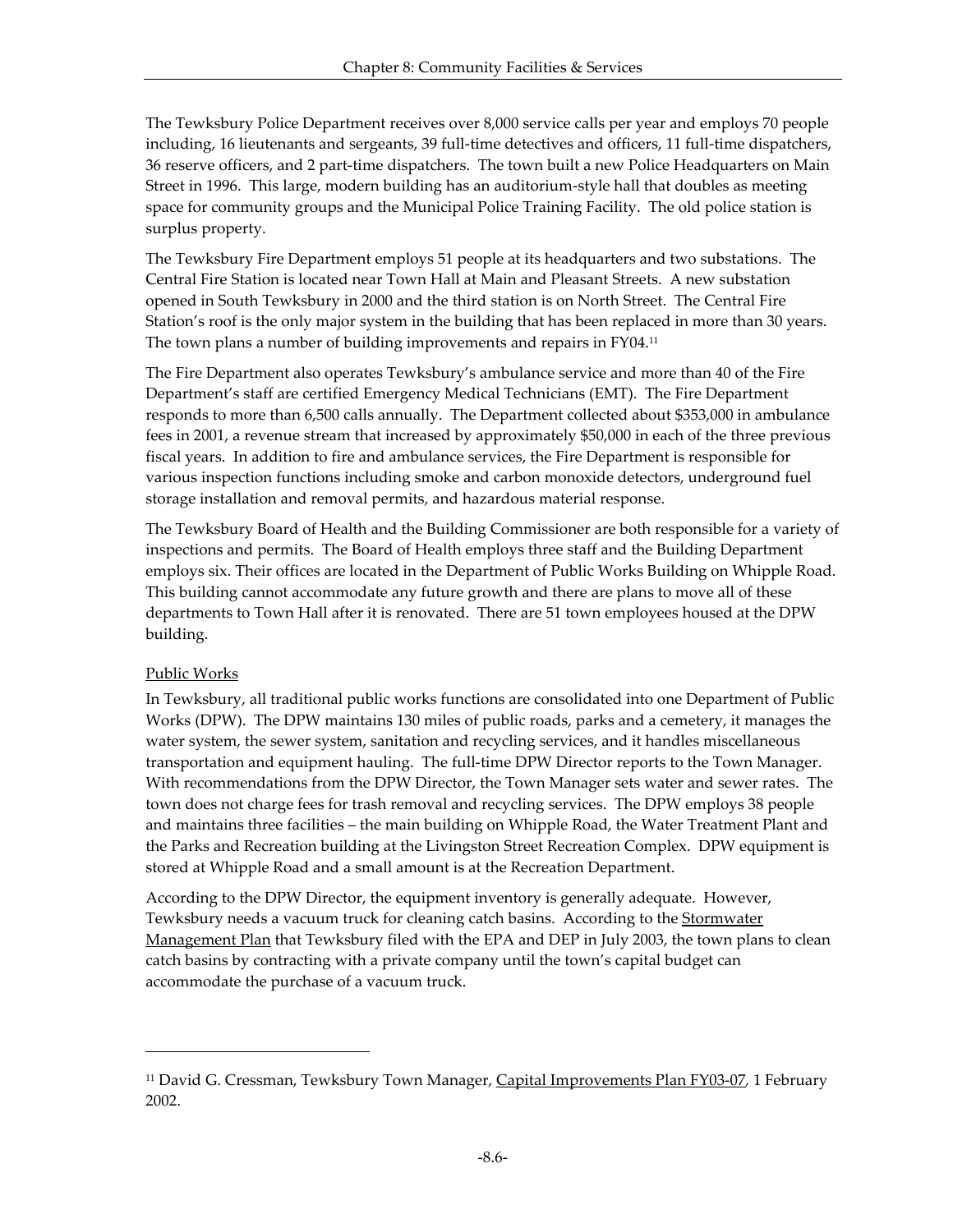The Tewksbury Police Department receives over 8,000 service calls per year and employs 70 people including, 16 lieutenants and sergeants, 39 full-time detectives and officers, 11 full-time dispatchers, 36 reserve officers, and 2 part-time dispatchers. The town built a new Police Headquarters on Main Street in 1996. This large, modern building has an auditorium-style hall that doubles as meeting space for community groups and the Municipal Police Training Facility. The old police station is surplus property.

The Tewksbury Fire Department employs 51 people at its headquarters and two substations. The Central Fire Station is located near Town Hall at Main and Pleasant Streets. A new substation opened in South Tewksbury in 2000 and the third station is on North Street. The Central Fire Station's roof is the only major system in the building that has been replaced in more than 30 years. The town plans a number of building improvements and repairs in FY04.[11]

The Fire Department also operates Tewksbury's ambulance service and more than 40 of the Fire Department's staff are certified Emergency Medical Technicians (EMT). The Fire Department responds to more than 6,500 calls annually. The Department collected about $353,000 in ambulance fees in 2001, a revenue stream that increased by approximately $50,000 in each of the three previous fiscal years. In addition to fire and ambulance services, the Fire Department is responsible for various inspection functions including smoke and carbon monoxide detectors, underground fuel storage installation and removal permits, and hazardous material response.

The Tewksbury Board of Health and the Building Commissioner are both responsible for a variety of inspections and permits. The Board of Health employs three staff and the Building Department employs six. Their offices are located in the Department of Public Works Building on Whipple Road. This building cannot accommodate any future growth and there are plans to move all of these departments to Town Hall after it is renovated. There are 51 town employees housed at the DPW building.

### Public Works

In Tewksbury, all traditional public works functions are consolidated into one Department of Public Works (DPW). The DPW maintains 130 miles of public roads, parks and a cemetery, it manages the water system, the sewer system, sanitation and recycling services, and it handles miscellaneous transportation and equipment hauling. The full-time DPW Director reports to the Town Manager. With recommendations from the DPW Director, the Town Manager sets water and sewer rates. The town does not charge fees for trash removal and recycling services. The DPW employs 38 people and maintains three facilities – the main building on Whipple Road, the Water Treatment Plant and the Parks and Recreation building at the Livingston Street Recreation Complex. DPW equipment is stored at Whipple Road and a small amount is at the Recreation Department.

According to the DPW Director, the equipment inventory is generally adequate. However, Tewksbury needs a vacuum truck for cleaning catch basins. According to the Stormwater Management Plan that Tewksbury filed with the EPA and DEP in July 2003, the town plans to clean catch basins by contracting with a private company until the town's capital budget can accommodate the purchase of a vacuum truck.

---

[11] David G. Cressman, Tewksbury Town Manager, Capital Improvements Plan FY03-07, 1 February 2002.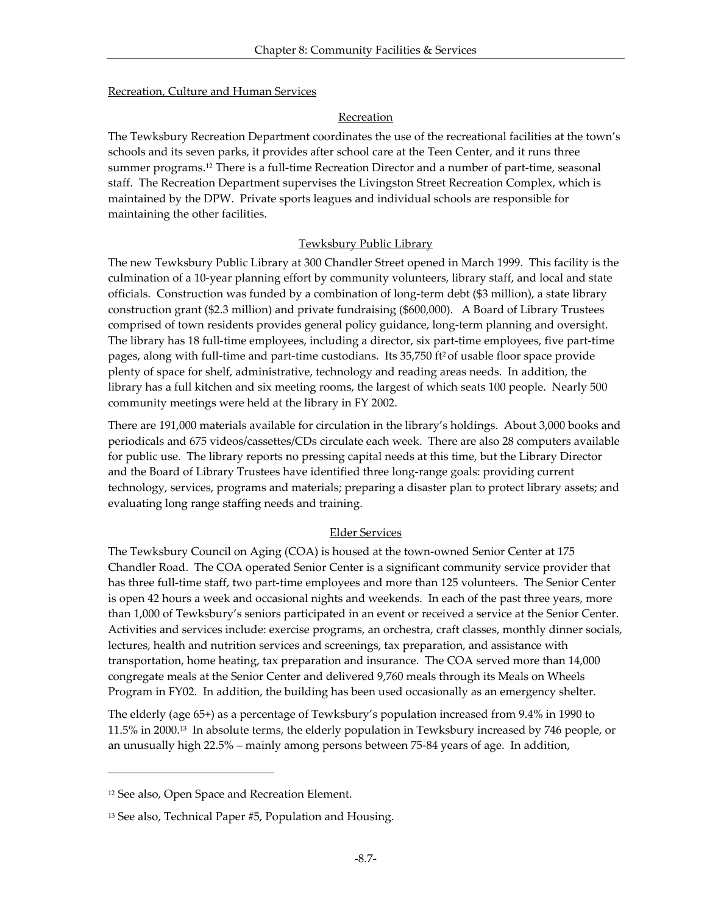Recreation, Culture and Human Services

## Recreation

The Tewksbury Recreation Department coordinates the use of the recreational facilities at the town's schools and its seven parks, it provides after school care at the Teen Center, and it runs three summer programs.[12] There is a full-time Recreation Director and a number of part-time, seasonal staff. The Recreation Department supervises the Livingston Street Recreation Complex, which is maintained by the DPW. Private sports leagues and individual schools are responsible for maintaining the other facilities.

## Tewksbury Public Library

The new Tewksbury Public Library at 300 Chandler Street opened in March 1999. This facility is the culmination of a 10-year planning effort by community volunteers, library staff, and local and state officials. Construction was funded by a combination of long-term debt ($3 million), a state library construction grant ($2.3 million) and private fundraising ($600,000). A Board of Library Trustees comprised of town residents provides general policy guidance, long-term planning and oversight. The library has 18 full-time employees, including a director, six part-time employees, five part-time pages, along with full-time and part-time custodians. Its 35,750 $ft^2$ of usable floor space provide plenty of space for shelf, administrative, technology and reading areas needs. In addition, the library has a full kitchen and six meeting rooms, the largest of which seats 100 people. Nearly 500 community meetings were held at the library in FY 2002.

There are 191,000 materials available for circulation in the library's holdings. About 3,000 books and periodicals and 675 videos/cassettes/CDs circulate each week. There are also 28 computers available for public use. The library reports no pressing capital needs at this time, but the Library Director and the Board of Library Trustees have identified three long-range goals: providing current technology, services, programs and materials; preparing a disaster plan to protect library assets; and evaluating long range staffing needs and training.

## Elder Services

The Tewksbury Council on Aging (COA) is housed at the town-owned Senior Center at 175 Chandler Road. The COA operated Senior Center is a significant community service provider that has three full-time staff, two part-time employees and more than 125 volunteers. The Senior Center is open 42 hours a week and occasional nights and weekends. In each of the past three years, more than 1,000 of Tewksbury's seniors participated in an event or received a service at the Senior Center. Activities and services include: exercise programs, an orchestra, craft classes, monthly dinner socials, lectures, health and nutrition services and screenings, tax preparation, and assistance with transportation, home heating, tax preparation and insurance. The COA served more than 14,000 congregate meals at the Senior Center and delivered 9,760 meals through its Meals on Wheels Program in FY02. In addition, the building has been used occasionally as an emergency shelter.

The elderly (age 65+) as a percentage of Tewksbury's population increased from 9.4% in 1990 to 11.5% in 2000.[13] In absolute terms, the elderly population in Tewksbury increased by 746 people, or an unusually high 22.5% – mainly among persons between 75-84 years of age. In addition,

---

[12] See also, Open Space and Recreation Element.

[13] See also, Technical Paper #5, Population and Housing.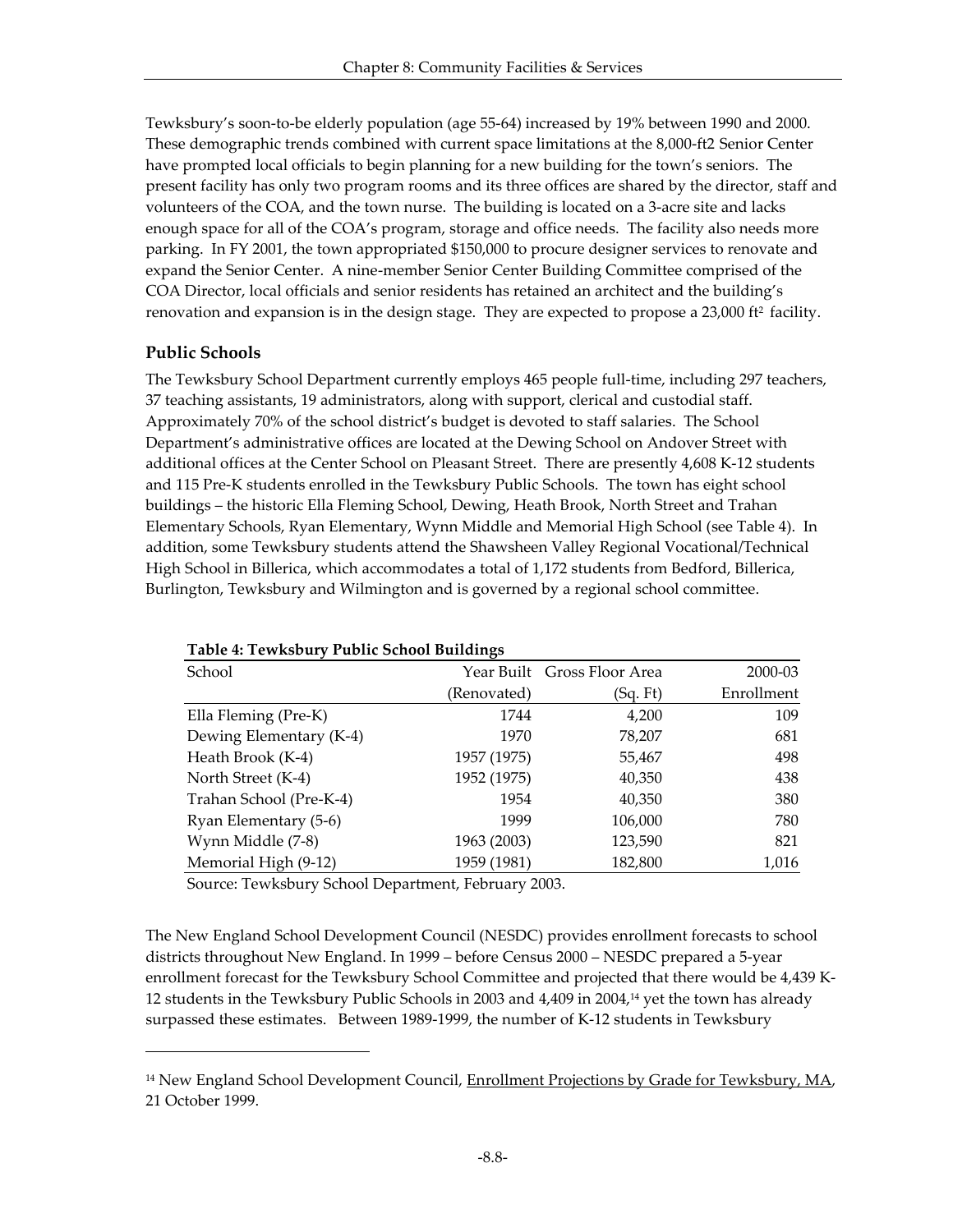Tewksbury's soon-to-be elderly population (age 55-64) increased by 19% between 1990 and 2000. These demographic trends combined with current space limitations at the 8,000-ft2 Senior Center have prompted local officials to begin planning for a new building for the town's seniors. The present facility has only two program rooms and its three offices are shared by the director, staff and volunteers of the COA, and the town nurse. The building is located on a 3-acre site and lacks enough space for all of the COA's program, storage and office needs. The facility also needs more parking. In FY 2001, the town appropriated $150,000 to procure designer services to renovate and expand the Senior Center. A nine-member Senior Center Building Committee comprised of the COA Director, local officials and senior residents has retained an architect and the building's renovation and expansion is in the design stage. They are expected to propose a 23,000 ft² facility.

### Public Schools

The Tewksbury School Department currently employs 465 people full-time, including 297 teachers, 37 teaching assistants, 19 administrators, along with support, clerical and custodial staff. Approximately 70% of the school district's budget is devoted to staff salaries. The School Department's administrative offices are located at the Dewing School on Andover Street with additional offices at the Center School on Pleasant Street. There are presently 4,608 K-12 students and 115 Pre-K students enrolled in the Tewksbury Public Schools. The town has eight school buildings – the historic Ella Fleming School, Dewing, Heath Brook, North Street and Trahan Elementary Schools, Ryan Elementary, Wynn Middle and Memorial High School (see Table 4). In addition, some Tewksbury students attend the Shawsheen Valley Regional Vocational/Technical High School in Billerica, which accommodates a total of 1,172 students from Bedford, Billerica, Burlington, Tewksbury and Wilmington and is governed by a regional school committee.

**Table 4: Tewksbury Public School Buildings**

| School | Year Built (Renovated) | Gross Floor Area (Sq. Ft) | 2000-03 Enrollment |
|---|---|---|---|
| Ella Fleming (Pre-K) | 1744 | 4,200 | 109 |
| Dewing Elementary (K-4) | 1970 | 78,207 | 681 |
| Heath Brook (K-4) | 1957 (1975) | 55,467 | 498 |
| North Street (K-4) | 1952 (1975) | 40,350 | 438 |
| Trahan School (Pre-K-4) | 1954 | 40,350 | 380 |
| Ryan Elementary (5-6) | 1999 | 106,000 | 780 |
| Wynn Middle (7-8) | 1963 (2003) | 123,590 | 821 |
| Memorial High (9-12) | 1959 (1981) | 182,800 | 1,016 |

Source: Tewksbury School Department, February 2003.

The New England School Development Council (NESDC) provides enrollment forecasts to school districts throughout New England. In 1999 – before Census 2000 – NESDC prepared a 5-year enrollment forecast for the Tewksbury School Committee and projected that there would be 4,439 K-12 students in the Tewksbury Public Schools in 2003 and 4,409 in 2004,[14] yet the town has already surpassed these estimates. Between 1989-1999, the number of K-12 students in Tewksbury

[14] New England School Development Council, Enrollment Projections by Grade for Tewksbury, MA, 21 October 1999.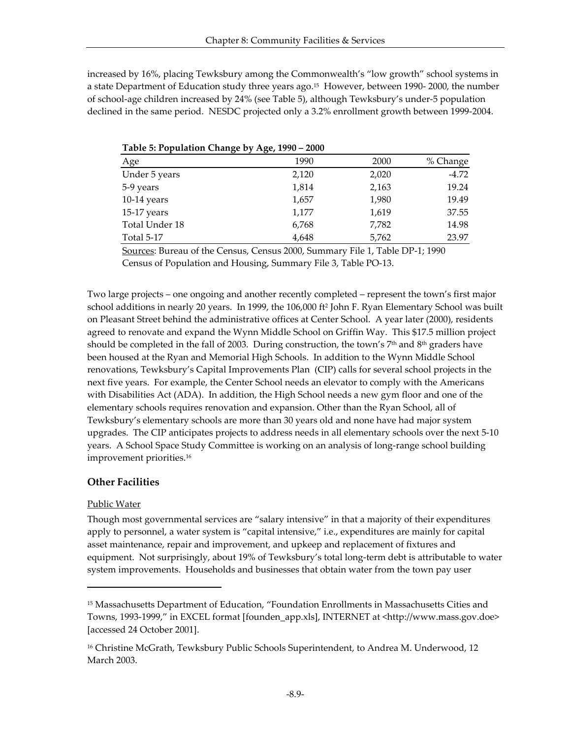increased by 16%, placing Tewksbury among the Commonwealth's "low growth" school systems in a state Department of Education study three years ago.[15] However, between 1990- 2000, the number of school-age children increased by 24% (see Table 5), although Tewksbury's under-5 population declined in the same period. NESDC projected only a 3.2% enrollment growth between 1999-2004.

**Table 5: Population Change by Age, 1990 – 2000**

| Age | 1990 | 2000 | % Change |
|---|---|---|---|
| Under 5 years | 2,120 | 2,020 | -4.72 |
| 5-9 years | 1,814 | 2,163 | 19.24 |
| 10-14 years | 1,657 | 1,980 | 19.49 |
| 15-17 years | 1,177 | 1,619 | 37.55 |
| Total Under 18 | 6,768 | 7,782 | 14.98 |
| Total 5-17 | 4,648 | 5,762 | 23.97 |

Sources: Bureau of the Census, Census 2000, Summary File 1, Table DP-1; 1990 Census of Population and Housing, Summary File 3, Table PO-13.

Two large projects – one ongoing and another recently completed – represent the town's first major school additions in nearly 20 years. In 1999, the 106,000 ft$^2$ John F. Ryan Elementary School was built on Pleasant Street behind the administrative offices at Center School. A year later (2000), residents agreed to renovate and expand the Wynn Middle School on Griffin Way. This $17.5 million project should be completed in the fall of 2003. During construction, the town's 7th and 8th graders have been housed at the Ryan and Memorial High Schools. In addition to the Wynn Middle School renovations, Tewksbury's Capital Improvements Plan (CIP) calls for several school projects in the next five years. For example, the Center School needs an elevator to comply with the Americans with Disabilities Act (ADA). In addition, the High School needs a new gym floor and one of the elementary schools requires renovation and expansion. Other than the Ryan School, all of Tewksbury's elementary schools are more than 30 years old and none have had major system upgrades. The CIP anticipates projects to address needs in all elementary schools over the next 5-10 years. A School Space Study Committee is working on an analysis of long-range school building improvement priorities.[16]

## Other Facilities

Public Water

Though most governmental services are "salary intensive" in that a majority of their expenditures apply to personnel, a water system is "capital intensive," i.e., expenditures are mainly for capital asset maintenance, repair and improvement, and upkeep and replacement of fixtures and equipment. Not surprisingly, about 19% of Tewksbury's total long-term debt is attributable to water system improvements. Households and businesses that obtain water from the town pay user

---

[15] Massachusetts Department of Education, "Foundation Enrollments in Massachusetts Cities and Towns, 1993-1999," in EXCEL format [founden_app.xls], INTERNET at <http://www.mass.gov.doe> [accessed 24 October 2001].

[16] Christine McGrath, Tewksbury Public Schools Superintendent, to Andrea M. Underwood, 12 March 2003.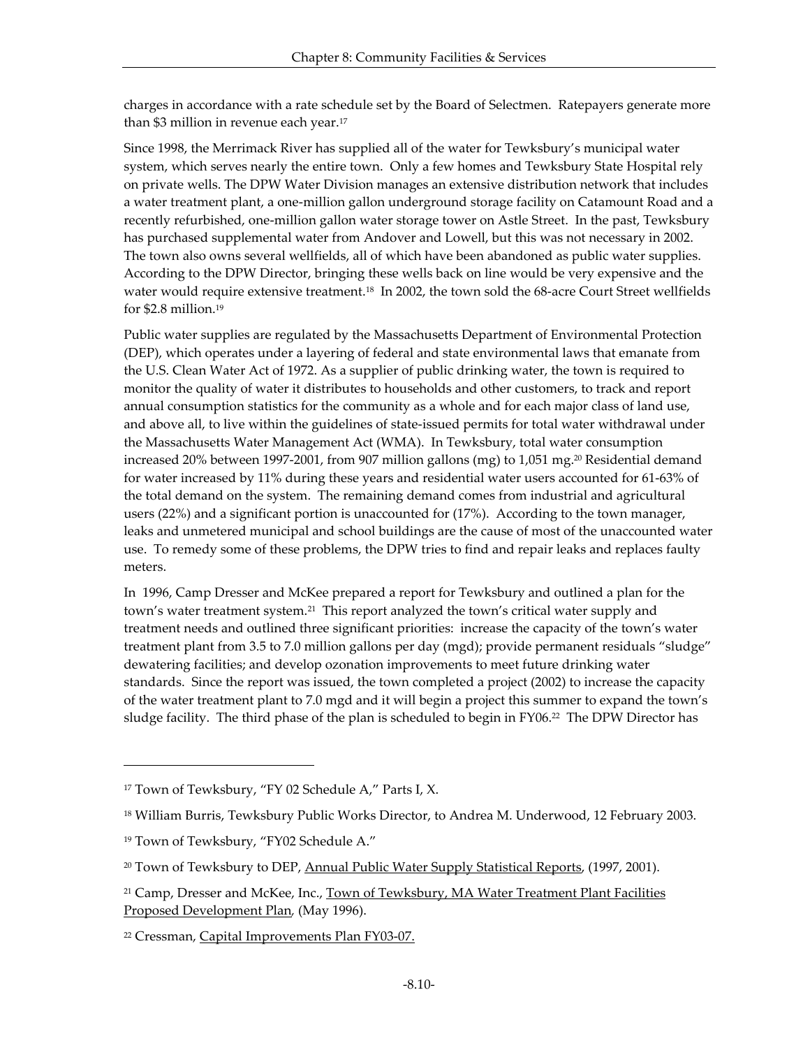charges in accordance with a rate schedule set by the Board of Selectmen. Ratepayers generate more than $3 million in revenue each year.[17]

Since 1998, the Merrimack River has supplied all of the water for Tewksbury's municipal water system, which serves nearly the entire town. Only a few homes and Tewksbury State Hospital rely on private wells. The DPW Water Division manages an extensive distribution network that includes a water treatment plant, a one-million gallon underground storage facility on Catamount Road and a recently refurbished, one-million gallon water storage tower on Astle Street. In the past, Tewksbury has purchased supplemental water from Andover and Lowell, but this was not necessary in 2002. The town also owns several wellfields, all of which have been abandoned as public water supplies. According to the DPW Director, bringing these wells back on line would be very expensive and the water would require extensive treatment.[18] In 2002, the town sold the 68-acre Court Street wellfields for $2.8 million.[19]

Public water supplies are regulated by the Massachusetts Department of Environmental Protection (DEP), which operates under a layering of federal and state environmental laws that emanate from the U.S. Clean Water Act of 1972. As a supplier of public drinking water, the town is required to monitor the quality of water it distributes to households and other customers, to track and report annual consumption statistics for the community as a whole and for each major class of land use, and above all, to live within the guidelines of state-issued permits for total water withdrawal under the Massachusetts Water Management Act (WMA). In Tewksbury, total water consumption increased 20% between 1997-2001, from 907 million gallons (mg) to 1,051 mg.[20] Residential demand for water increased by 11% during these years and residential water users accounted for 61-63% of the total demand on the system. The remaining demand comes from industrial and agricultural users (22%) and a significant portion is unaccounted for (17%). According to the town manager, leaks and unmetered municipal and school buildings are the cause of most of the unaccounted water use. To remedy some of these problems, the DPW tries to find and repair leaks and replaces faulty meters.

In 1996, Camp Dresser and McKee prepared a report for Tewksbury and outlined a plan for the town's water treatment system.[21] This report analyzed the town's critical water supply and treatment needs and outlined three significant priorities: increase the capacity of the town's water treatment plant from 3.5 to 7.0 million gallons per day (mgd); provide permanent residuals "sludge" dewatering facilities; and develop ozonation improvements to meet future drinking water standards. Since the report was issued, the town completed a project (2002) to increase the capacity of the water treatment plant to 7.0 mgd and it will begin a project this summer to expand the town's sludge facility. The third phase of the plan is scheduled to begin in FY06.[22] The DPW Director has

---

[17] Town of Tewksbury, "FY 02 Schedule A," Parts I, X.

[18] William Burris, Tewksbury Public Works Director, to Andrea M. Underwood, 12 February 2003.

[19] Town of Tewksbury, "FY02 Schedule A."

[20] Town of Tewksbury to DEP, Annual Public Water Supply Statistical Reports, (1997, 2001).

[21] Camp, Dresser and McKee, Inc., Town of Tewksbury, MA Water Treatment Plant Facilities Proposed Development Plan, (May 1996).

[22] Cressman, Capital Improvements Plan FY03-07.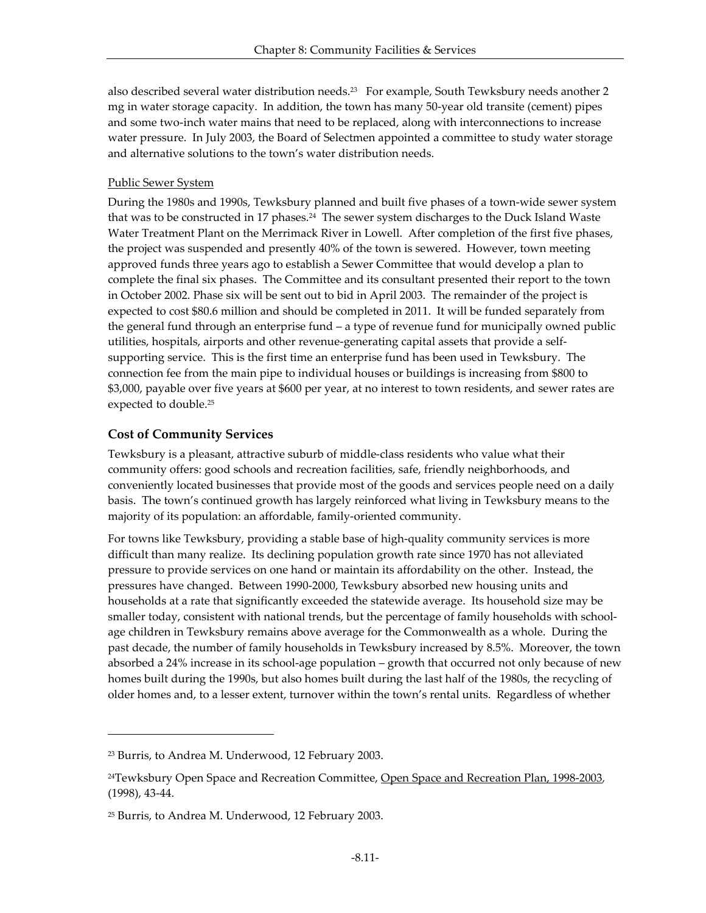also described several water distribution needs.[23] For example, South Tewksbury needs another 2 mg in water storage capacity. In addition, the town has many 50-year old transite (cement) pipes and some two-inch water mains that need to be replaced, along with interconnections to increase water pressure. In July 2003, the Board of Selectmen appointed a committee to study water storage and alternative solutions to the town's water distribution needs.

Public Sewer System

During the 1980s and 1990s, Tewksbury planned and built five phases of a town-wide sewer system that was to be constructed in 17 phases.[24] The sewer system discharges to the Duck Island Waste Water Treatment Plant on the Merrimack River in Lowell. After completion of the first five phases, the project was suspended and presently 40% of the town is sewered. However, town meeting approved funds three years ago to establish a Sewer Committee that would develop a plan to complete the final six phases. The Committee and its consultant presented their report to the town in October 2002. Phase six will be sent out to bid in April 2003. The remainder of the project is expected to cost $80.6 million and should be completed in 2011. It will be funded separately from the general fund through an enterprise fund – a type of revenue fund for municipally owned public utilities, hospitals, airports and other revenue-generating capital assets that provide a self-supporting service. This is the first time an enterprise fund has been used in Tewksbury. The connection fee from the main pipe to individual houses or buildings is increasing from $800 to $3,000, payable over five years at $600 per year, at no interest to town residents, and sewer rates are expected to double.[25]

## Cost of Community Services

Tewksbury is a pleasant, attractive suburb of middle-class residents who value what their community offers: good schools and recreation facilities, safe, friendly neighborhoods, and conveniently located businesses that provide most of the goods and services people need on a daily basis. The town's continued growth has largely reinforced what living in Tewksbury means to the majority of its population: an affordable, family-oriented community.

For towns like Tewksbury, providing a stable base of high-quality community services is more difficult than many realize. Its declining population growth rate since 1970 has not alleviated pressure to provide services on one hand or maintain its affordability on the other. Instead, the pressures have changed. Between 1990-2000, Tewksbury absorbed new housing units and households at a rate that significantly exceeded the statewide average. Its household size may be smaller today, consistent with national trends, but the percentage of family households with school-age children in Tewksbury remains above average for the Commonwealth as a whole. During the past decade, the number of family households in Tewksbury increased by 8.5%. Moreover, the town absorbed a 24% increase in its school-age population – growth that occurred not only because of new homes built during the 1990s, but also homes built during the last half of the 1980s, the recycling of older homes and, to a lesser extent, turnover within the town's rental units. Regardless of whether

---

[23] Burris, to Andrea M. Underwood, 12 February 2003.

[24] Tewksbury Open Space and Recreation Committee, Open Space and Recreation Plan, 1998-2003, (1998), 43-44.

[25] Burris, to Andrea M. Underwood, 12 February 2003.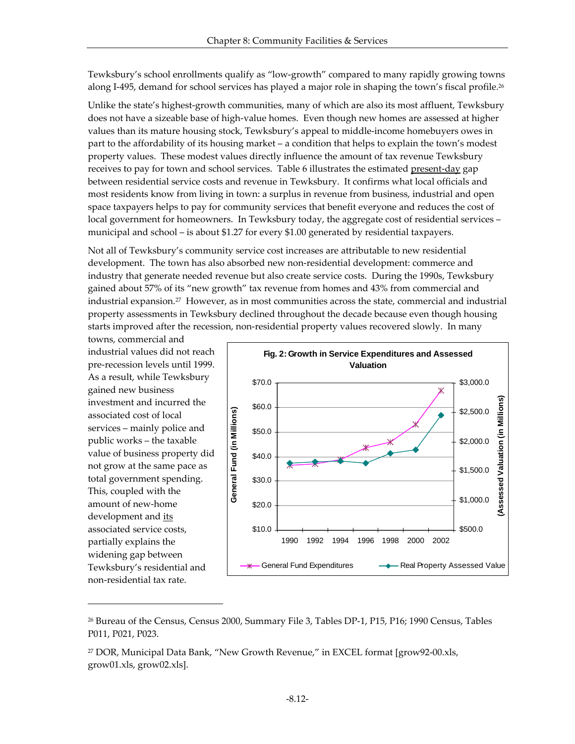Tewksbury's school enrollments qualify as "low-growth" compared to many rapidly growing towns along I-495, demand for school services has played a major role in shaping the town's fiscal profile.[26]

Unlike the state's highest-growth communities, many of which are also its most affluent, Tewksbury does not have a sizeable base of high-value homes. Even though new homes are assessed at higher values than its mature housing stock, Tewksbury's appeal to middle-income homebuyers owes in part to the affordability of its housing market – a condition that helps to explain the town's modest property values. These modest values directly influence the amount of tax revenue Tewksbury receives to pay for town and school services. Table 6 illustrates the estimated present-day gap between residential service costs and revenue in Tewksbury. It confirms what local officials and most residents know from living in town: a surplus in revenue from business, industrial and open space taxpayers helps to pay for community services that benefit everyone and reduces the cost of local government for homeowners. In Tewksbury today, the aggregate cost of residential services – municipal and school – is about $1.27 for every $1.00 generated by residential taxpayers.

Not all of Tewksbury's community service cost increases are attributable to new residential development. The town has also absorbed new non-residential development: commerce and industry that generate needed revenue but also create service costs. During the 1990s, Tewksbury gained about 57% of its "new growth" tax revenue from homes and 43% from commercial and industrial expansion.[27] However, as in most communities across the state, commercial and industrial property assessments in Tewksbury declined throughout the decade because even though housing starts improved after the recession, non-residential property values recovered slowly. In many towns, commercial and industrial values did not reach pre-recession levels until 1999. As a result, while Tewksbury gained new business investment and incurred the associated cost of local services – mainly police and public works – the taxable value of business property did not grow at the same pace as total government spending. This, coupled with the amount of new-home development and its associated service costs, partially explains the widening gap between Tewksbury's residential and non-residential tax rate.

**Fig. 2: Growth in Service Expenditures and Assessed Valuation**

[26] Bureau of the Census, Census 2000, Summary File 3, Tables DP-1, P15, P16; 1990 Census, Tables P011, P021, P023.

[27] DOR, Municipal Data Bank, "New Growth Revenue," in EXCEL format [grow92-00.xls, grow01.xls, grow02.xls].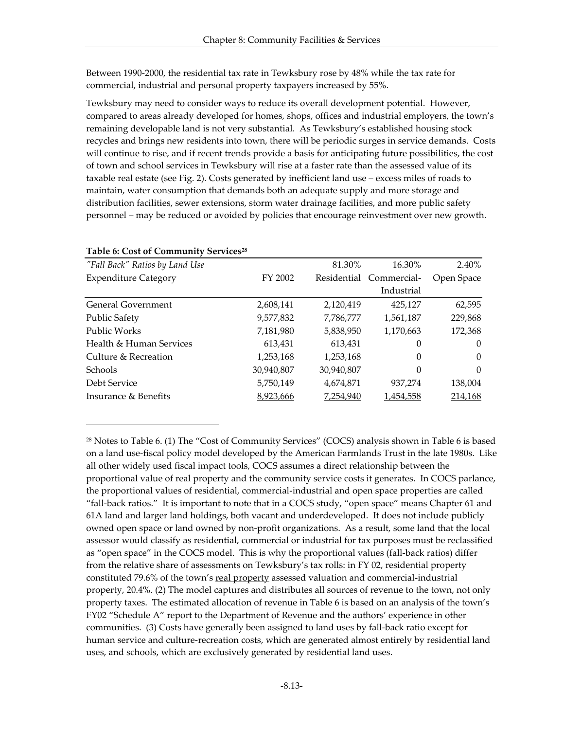Between 1990-2000, the residential tax rate in Tewksbury rose by 48% while the tax rate for commercial, industrial and personal property taxpayers increased by 55%.

Tewksbury may need to consider ways to reduce its overall development potential. However, compared to areas already developed for homes, shops, offices and industrial employers, the town's remaining developable land is not very substantial. As Tewksbury's established housing stock recycles and brings new residents into town, there will be periodic surges in service demands. Costs will continue to rise, and if recent trends provide a basis for anticipating future possibilities, the cost of town and school services in Tewksbury will rise at a faster rate than the assessed value of its taxable real estate (see Fig. 2). Costs generated by inefficient land use – excess miles of roads to maintain, water consumption that demands both an adequate supply and more storage and distribution facilities, sewer extensions, storm water drainage facilities, and more public safety personnel – may be reduced or avoided by policies that encourage reinvestment over new growth.

**Table 6: Cost of Community Services**[28]

| *"Fall Back" Ratios by Land Use* | | 81.30% | 16.30% | 2.40% |
|---|---|---|---|---|
| Expenditure Category | FY 2002 | Residential | Commercial-Industrial | Open Space |
| General Government | 2,608,141 | 2,120,419 | 425,127 | 62,595 |
| Public Safety | 9,577,832 | 7,786,777 | 1,561,187 | 229,868 |
| Public Works | 7,181,980 | 5,838,950 | 1,170,663 | 172,368 |
| Health & Human Services | 613,431 | 613,431 | 0 | 0 |
| Culture & Recreation | 1,253,168 | 1,253,168 | 0 | 0 |
| Schools | 30,940,807 | 30,940,807 | 0 | 0 |
| Debt Service | 5,750,149 | 4,674,871 | 937,274 | 138,004 |
| Insurance & Benefits | 8,923,666 | 7,254,940 | 1,454,558 | 214,168 |

[28] Notes to Table 6. (1) The "Cost of Community Services" (COCS) analysis shown in Table 6 is based on a land use-fiscal policy model developed by the American Farmlands Trust in the late 1980s. Like all other widely used fiscal impact tools, COCS assumes a direct relationship between the proportional value of real property and the community service costs it generates. In COCS parlance, the proportional values of residential, commercial-industrial and open space properties are called "fall-back ratios." It is important to note that in a COCS study, "open space" means Chapter 61 and 61A land and larger land holdings, both vacant and underdeveloped. It does not include publicly owned open space or land owned by non-profit organizations. As a result, some land that the local assessor would classify as residential, commercial or industrial for tax purposes must be reclassified as "open space" in the COCS model. This is why the proportional values (fall-back ratios) differ from the relative share of assessments on Tewksbury's tax rolls: in FY 02, residential property constituted 79.6% of the town's real property assessed valuation and commercial-industrial property, 20.4%. (2) The model captures and distributes all sources of revenue to the town, not only property taxes. The estimated allocation of revenue in Table 6 is based on an analysis of the town's FY02 "Schedule A" report to the Department of Revenue and the authors' experience in other communities. (3) Costs have generally been assigned to land uses by fall-back ratio except for human service and culture-recreation costs, which are generated almost entirely by residential land uses, and schools, which are exclusively generated by residential land uses.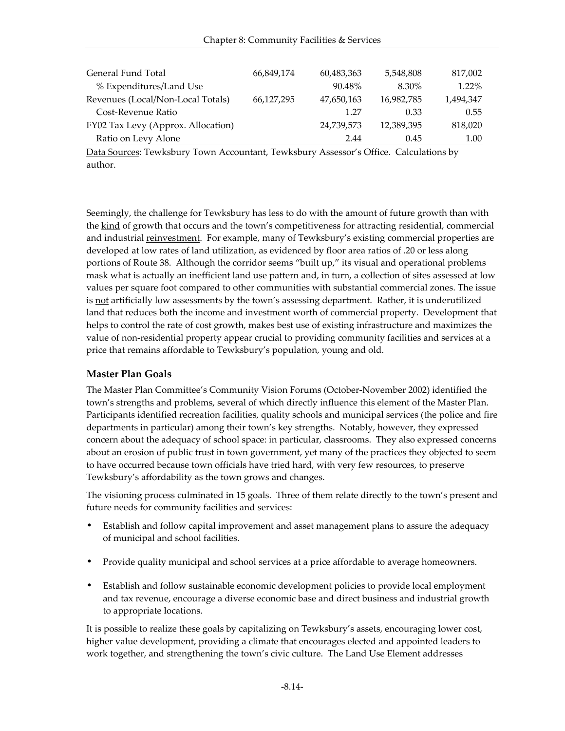| | | | | |
|---|---|---|---|---|
| General Fund Total | 66,849,174 | 60,483,363 | 5,548,808 | 817,002 |
| % Expenditures/Land Use | | 90.48% | 8.30% | 1.22% |
| Revenues (Local/Non-Local Totals) | 66,127,295 | 47,650,163 | 16,982,785 | 1,494,347 |
| Cost-Revenue Ratio | | 1.27 | 0.33 | 0.55 |
| FY02 Tax Levy (Approx. Allocation) | | 24,739,573 | 12,389,395 | 818,020 |
| Ratio on Levy Alone | | 2.44 | 0.45 | 1.00 |

Data Sources: Tewksbury Town Accountant, Tewksbury Assessor's Office. Calculations by author.

Seemingly, the challenge for Tewksbury has less to do with the amount of future growth than with the kind of growth that occurs and the town's competitiveness for attracting residential, commercial and industrial reinvestment. For example, many of Tewksbury's existing commercial properties are developed at low rates of land utilization, as evidenced by floor area ratios of .20 or less along portions of Route 38. Although the corridor seems "built up," its visual and operational problems mask what is actually an inefficient land use pattern and, in turn, a collection of sites assessed at low values per square foot compared to other communities with substantial commercial zones. The issue is not artificially low assessments by the town's assessing department. Rather, it is underutilized land that reduces both the income and investment worth of commercial property. Development that helps to control the rate of cost growth, makes best use of existing infrastructure and maximizes the value of non-residential property appear crucial to providing community facilities and services at a price that remains affordable to Tewksbury's population, young and old.

### Master Plan Goals

The Master Plan Committee's Community Vision Forums (October-November 2002) identified the town's strengths and problems, several of which directly influence this element of the Master Plan. Participants identified recreation facilities, quality schools and municipal services (the police and fire departments in particular) among their town's key strengths. Notably, however, they expressed concern about the adequacy of school space: in particular, classrooms. They also expressed concerns about an erosion of public trust in town government, yet many of the practices they objected to seem to have occurred because town officials have tried hard, with very few resources, to preserve Tewksbury's affordability as the town grows and changes.

The visioning process culminated in 15 goals. Three of them relate directly to the town's present and future needs for community facilities and services:

- Establish and follow capital improvement and asset management plans to assure the adequacy of municipal and school facilities.
- Provide quality municipal and school services at a price affordable to average homeowners.
- Establish and follow sustainable economic development policies to provide local employment and tax revenue, encourage a diverse economic base and direct business and industrial growth to appropriate locations.

It is possible to realize these goals by capitalizing on Tewksbury's assets, encouraging lower cost, higher value development, providing a climate that encourages elected and appointed leaders to work together, and strengthening the town's civic culture. The Land Use Element addresses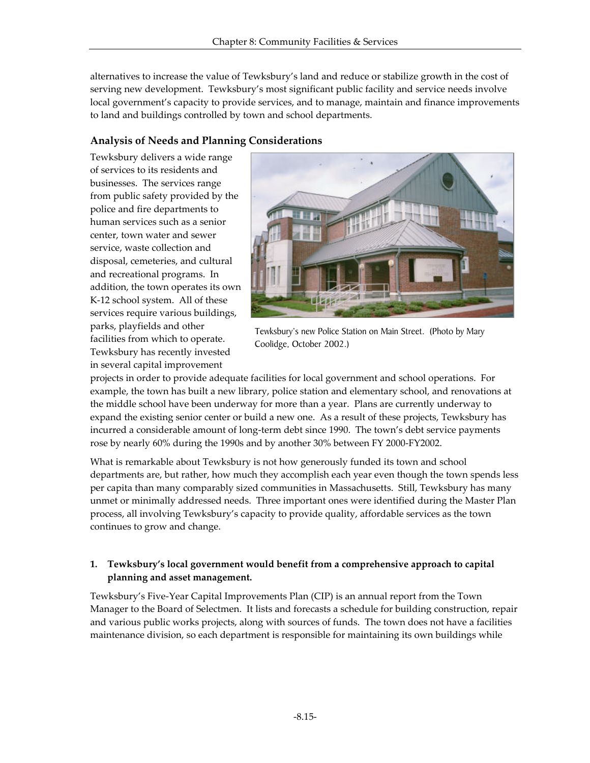alternatives to increase the value of Tewksbury's land and reduce or stabilize growth in the cost of serving new development. Tewksbury's most significant public facility and service needs involve local government's capacity to provide services, and to manage, maintain and finance improvements to land and buildings controlled by town and school departments.

### Analysis of Needs and Planning Considerations

Tewksbury delivers a wide range of services to its residents and businesses. The services range from public safety provided by the police and fire departments to human services such as a senior center, town water and sewer service, waste collection and disposal, cemeteries, and cultural and recreational programs. In addition, the town operates its own K-12 school system. All of these services require various buildings, parks, playfields and other facilities from which to operate. Tewksbury has recently invested in several capital improvement projects in order to provide adequate facilities for local government and school operations. For example, the town has built a new library, police station and elementary school, and renovations at the middle school have been underway for more than a year. Plans are currently underway to expand the existing senior center or build a new one. As a result of these projects, Tewksbury has incurred a considerable amount of long-term debt since 1990. The town's debt service payments rose by nearly 60% during the 1990s and by another 30% between FY 2000-FY2002.

Tewksbury's new Police Station on Main Street. (Photo by Mary Coolidge, October 2002.)

What is remarkable about Tewksbury is not how generously funded its town and school departments are, but rather, how much they accomplish each year even though the town spends less per capita than many comparably sized communities in Massachusetts. Still, Tewksbury has many unmet or minimally addressed needs. Three important ones were identified during the Master Plan process, all involving Tewksbury's capacity to provide quality, affordable services as the town continues to grow and change.

**1. Tewksbury's local government would benefit from a comprehensive approach to capital planning and asset management.**

Tewksbury's Five-Year Capital Improvements Plan (CIP) is an annual report from the Town Manager to the Board of Selectmen. It lists and forecasts a schedule for building construction, repair and various public works projects, along with sources of funds. The town does not have a facilities maintenance division, so each department is responsible for maintaining its own buildings while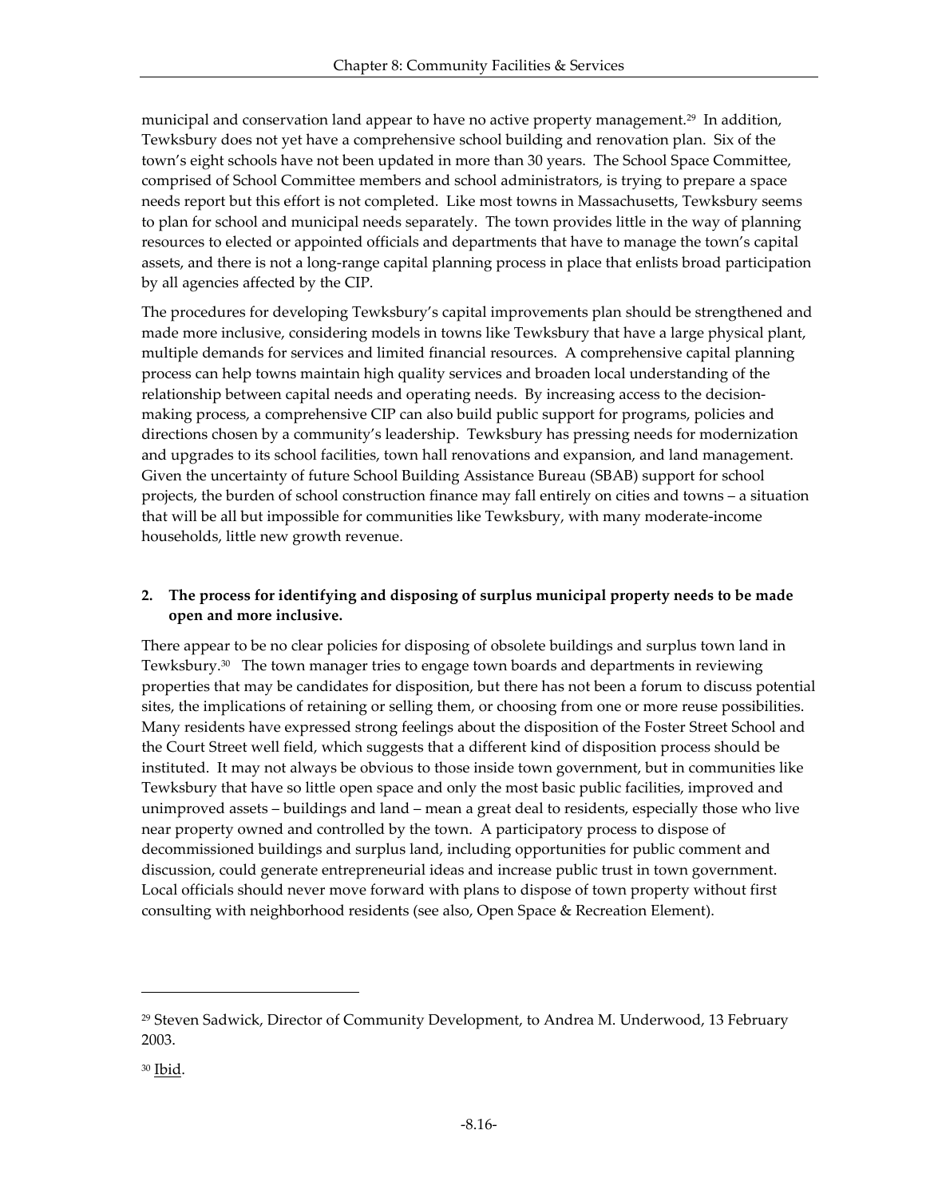municipal and conservation land appear to have no active property management.[29] In addition, Tewksbury does not yet have a comprehensive school building and renovation plan. Six of the town's eight schools have not been updated in more than 30 years. The School Space Committee, comprised of School Committee members and school administrators, is trying to prepare a space needs report but this effort is not completed. Like most towns in Massachusetts, Tewksbury seems to plan for school and municipal needs separately. The town provides little in the way of planning resources to elected or appointed officials and departments that have to manage the town's capital assets, and there is not a long-range capital planning process in place that enlists broad participation by all agencies affected by the CIP.

The procedures for developing Tewksbury's capital improvements plan should be strengthened and made more inclusive, considering models in towns like Tewksbury that have a large physical plant, multiple demands for services and limited financial resources. A comprehensive capital planning process can help towns maintain high quality services and broaden local understanding of the relationship between capital needs and operating needs. By increasing access to the decision-making process, a comprehensive CIP can also build public support for programs, policies and directions chosen by a community's leadership. Tewksbury has pressing needs for modernization and upgrades to its school facilities, town hall renovations and expansion, and land management. Given the uncertainty of future School Building Assistance Bureau (SBAB) support for school projects, the burden of school construction finance may fall entirely on cities and towns – a situation that will be all but impossible for communities like Tewksbury, with many moderate-income households, little new growth revenue.

**2. The process for identifying and disposing of surplus municipal property needs to be made open and more inclusive.**

There appear to be no clear policies for disposing of obsolete buildings and surplus town land in Tewksbury.[30] The town manager tries to engage town boards and departments in reviewing properties that may be candidates for disposition, but there has not been a forum to discuss potential sites, the implications of retaining or selling them, or choosing from one or more reuse possibilities. Many residents have expressed strong feelings about the disposition of the Foster Street School and the Court Street well field, which suggests that a different kind of disposition process should be instituted. It may not always be obvious to those inside town government, but in communities like Tewksbury that have so little open space and only the most basic public facilities, improved and unimproved assets – buildings and land – mean a great deal to residents, especially those who live near property owned and controlled by the town. A participatory process to dispose of decommissioned buildings and surplus land, including opportunities for public comment and discussion, could generate entrepreneurial ideas and increase public trust in town government. Local officials should never move forward with plans to dispose of town property without first consulting with neighborhood residents (see also, Open Space & Recreation Element).

---

[29] Steven Sadwick, Director of Community Development, to Andrea M. Underwood, 13 February 2003.

[30] Ibid.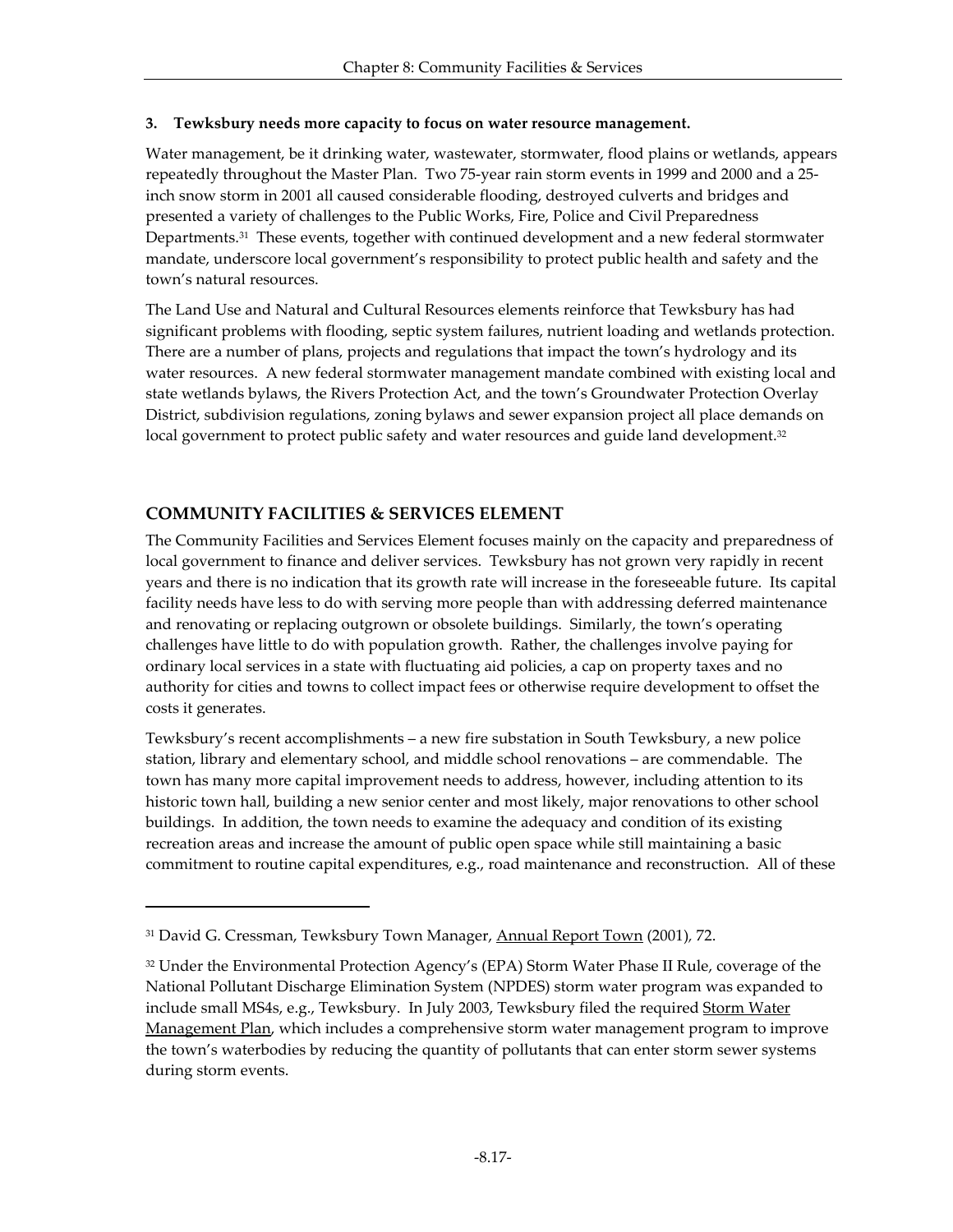**3. Tewksbury needs more capacity to focus on water resource management.**

Water management, be it drinking water, wastewater, stormwater, flood plains or wetlands, appears repeatedly throughout the Master Plan. Two 75-year rain storm events in 1999 and 2000 and a 25-inch snow storm in 2001 all caused considerable flooding, destroyed culverts and bridges and presented a variety of challenges to the Public Works, Fire, Police and Civil Preparedness Departments.[31] These events, together with continued development and a new federal stormwater mandate, underscore local government's responsibility to protect public health and safety and the town's natural resources.

The Land Use and Natural and Cultural Resources elements reinforce that Tewksbury has had significant problems with flooding, septic system failures, nutrient loading and wetlands protection. There are a number of plans, projects and regulations that impact the town's hydrology and its water resources. A new federal stormwater management mandate combined with existing local and state wetlands bylaws, the Rivers Protection Act, and the town's Groundwater Protection Overlay District, subdivision regulations, zoning bylaws and sewer expansion project all place demands on local government to protect public safety and water resources and guide land development.[32]

## COMMUNITY FACILITIES & SERVICES ELEMENT

The Community Facilities and Services Element focuses mainly on the capacity and preparedness of local government to finance and deliver services. Tewksbury has not grown very rapidly in recent years and there is no indication that its growth rate will increase in the foreseeable future. Its capital facility needs have less to do with serving more people than with addressing deferred maintenance and renovating or replacing outgrown or obsolete buildings. Similarly, the town's operating challenges have little to do with population growth. Rather, the challenges involve paying for ordinary local services in a state with fluctuating aid policies, a cap on property taxes and no authority for cities and towns to collect impact fees or otherwise require development to offset the costs it generates.

Tewksbury's recent accomplishments – a new fire substation in South Tewksbury, a new police station, library and elementary school, and middle school renovations – are commendable. The town has many more capital improvement needs to address, however, including attention to its historic town hall, building a new senior center and most likely, major renovations to other school buildings. In addition, the town needs to examine the adequacy and condition of its existing recreation areas and increase the amount of public open space while still maintaining a basic commitment to routine capital expenditures, e.g., road maintenance and reconstruction. All of these

---

[31] David G. Cressman, Tewksbury Town Manager, Annual Report Town (2001), 72.

[32] Under the Environmental Protection Agency's (EPA) Storm Water Phase II Rule, coverage of the National Pollutant Discharge Elimination System (NPDES) storm water program was expanded to include small MS4s, e.g., Tewksbury. In July 2003, Tewksbury filed the required Storm Water Management Plan, which includes a comprehensive storm water management program to improve the town's waterbodies by reducing the quantity of pollutants that can enter storm sewer systems during storm events.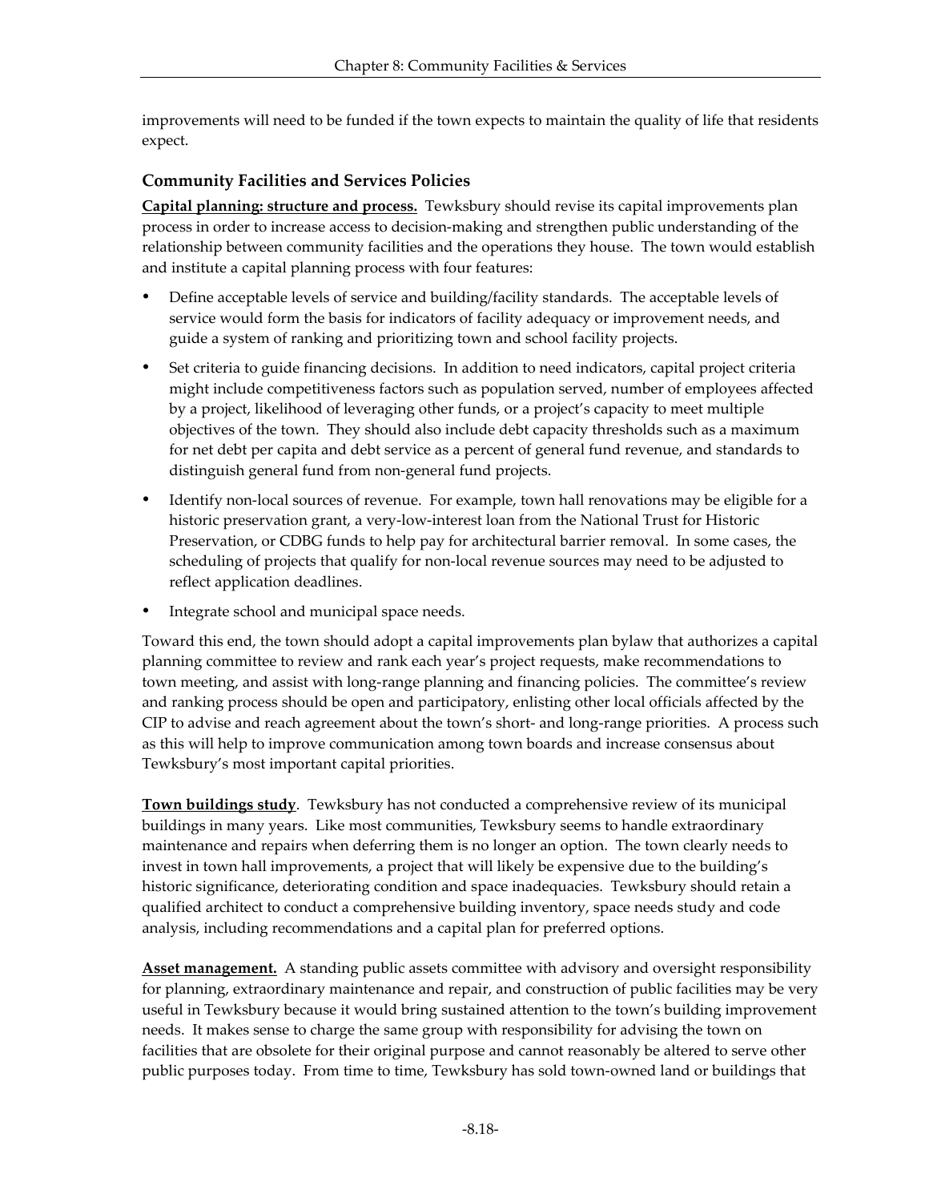improvements will need to be funded if the town expects to maintain the quality of life that residents expect.

### Community Facilities and Services Policies

**Capital planning: structure and process.** Tewksbury should revise its capital improvements plan process in order to increase access to decision-making and strengthen public understanding of the relationship between community facilities and the operations they house. The town would establish and institute a capital planning process with four features:

- Define acceptable levels of service and building/facility standards. The acceptable levels of service would form the basis for indicators of facility adequacy or improvement needs, and guide a system of ranking and prioritizing town and school facility projects.
- Set criteria to guide financing decisions. In addition to need indicators, capital project criteria might include competitiveness factors such as population served, number of employees affected by a project, likelihood of leveraging other funds, or a project's capacity to meet multiple objectives of the town. They should also include debt capacity thresholds such as a maximum for net debt per capita and debt service as a percent of general fund revenue, and standards to distinguish general fund from non-general fund projects.
- Identify non-local sources of revenue. For example, town hall renovations may be eligible for a historic preservation grant, a very-low-interest loan from the National Trust for Historic Preservation, or CDBG funds to help pay for architectural barrier removal. In some cases, the scheduling of projects that qualify for non-local revenue sources may need to be adjusted to reflect application deadlines.
- Integrate school and municipal space needs.

Toward this end, the town should adopt a capital improvements plan bylaw that authorizes a capital planning committee to review and rank each year's project requests, make recommendations to town meeting, and assist with long-range planning and financing policies. The committee's review and ranking process should be open and participatory, enlisting other local officials affected by the CIP to advise and reach agreement about the town's short- and long-range priorities. A process such as this will help to improve communication among town boards and increase consensus about Tewksbury's most important capital priorities.

**Town buildings study**. Tewksbury has not conducted a comprehensive review of its municipal buildings in many years. Like most communities, Tewksbury seems to handle extraordinary maintenance and repairs when deferring them is no longer an option. The town clearly needs to invest in town hall improvements, a project that will likely be expensive due to the building's historic significance, deteriorating condition and space inadequacies. Tewksbury should retain a qualified architect to conduct a comprehensive building inventory, space needs study and code analysis, including recommendations and a capital plan for preferred options.

**Asset management.** A standing public assets committee with advisory and oversight responsibility for planning, extraordinary maintenance and repair, and construction of public facilities may be very useful in Tewksbury because it would bring sustained attention to the town's building improvement needs. It makes sense to charge the same group with responsibility for advising the town on facilities that are obsolete for their original purpose and cannot reasonably be altered to serve other public purposes today. From time to time, Tewksbury has sold town-owned land or buildings that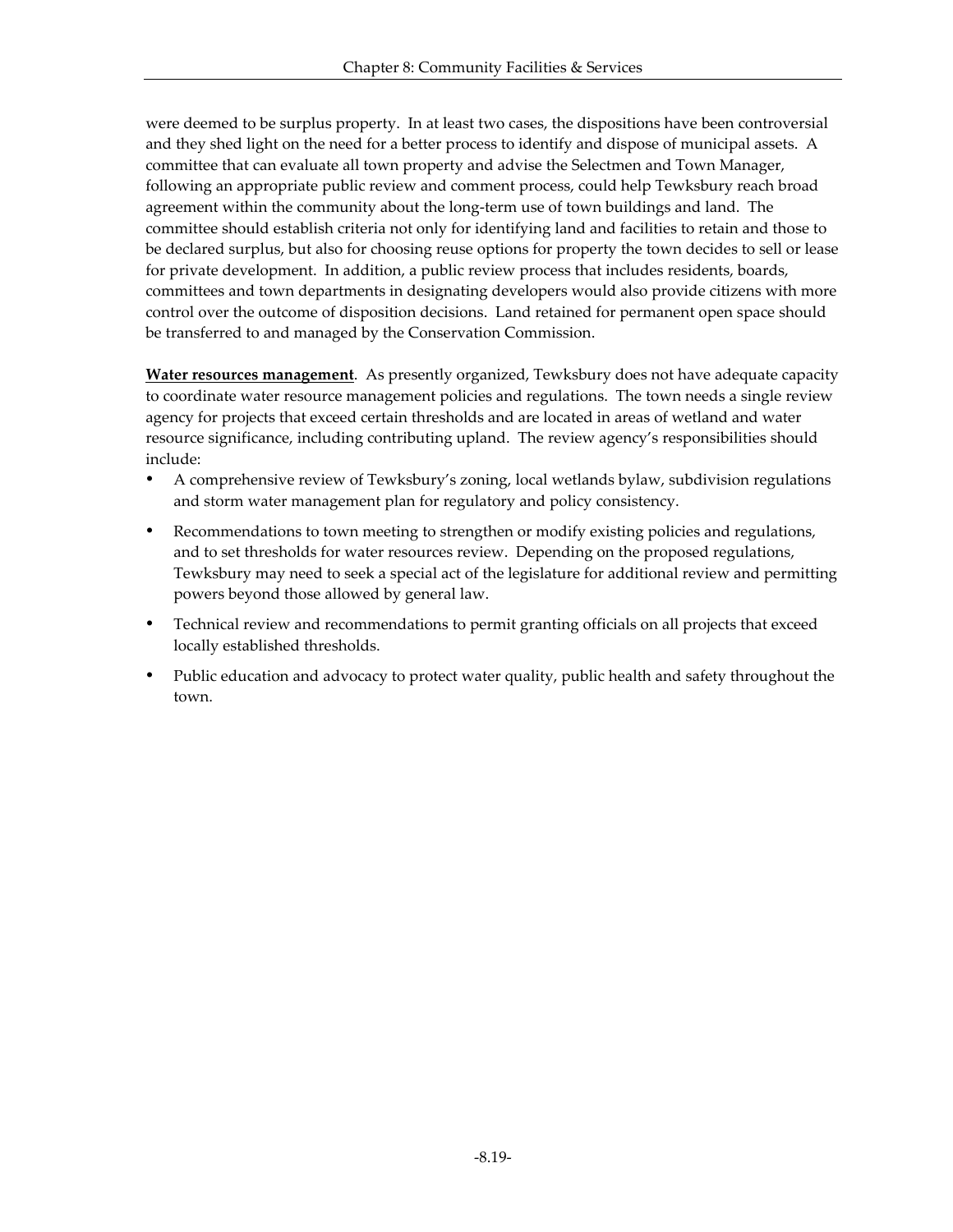were deemed to be surplus property. In at least two cases, the dispositions have been controversial and they shed light on the need for a better process to identify and dispose of municipal assets. A committee that can evaluate all town property and advise the Selectmen and Town Manager, following an appropriate public review and comment process, could help Tewksbury reach broad agreement within the community about the long-term use of town buildings and land. The committee should establish criteria not only for identifying land and facilities to retain and those to be declared surplus, but also for choosing reuse options for property the town decides to sell or lease for private development. In addition, a public review process that includes residents, boards, committees and town departments in designating developers would also provide citizens with more control over the outcome of disposition decisions. Land retained for permanent open space should be transferred to and managed by the Conservation Commission.

**Water resources management**. As presently organized, Tewksbury does not have adequate capacity to coordinate water resource management policies and regulations. The town needs a single review agency for projects that exceed certain thresholds and are located in areas of wetland and water resource significance, including contributing upland. The review agency's responsibilities should include:

- A comprehensive review of Tewksbury's zoning, local wetlands bylaw, subdivision regulations and storm water management plan for regulatory and policy consistency.
- Recommendations to town meeting to strengthen or modify existing policies and regulations, and to set thresholds for water resources review. Depending on the proposed regulations, Tewksbury may need to seek a special act of the legislature for additional review and permitting powers beyond those allowed by general law.
- Technical review and recommendations to permit granting officials on all projects that exceed locally established thresholds.
- Public education and advocacy to protect water quality, public health and safety throughout the town.